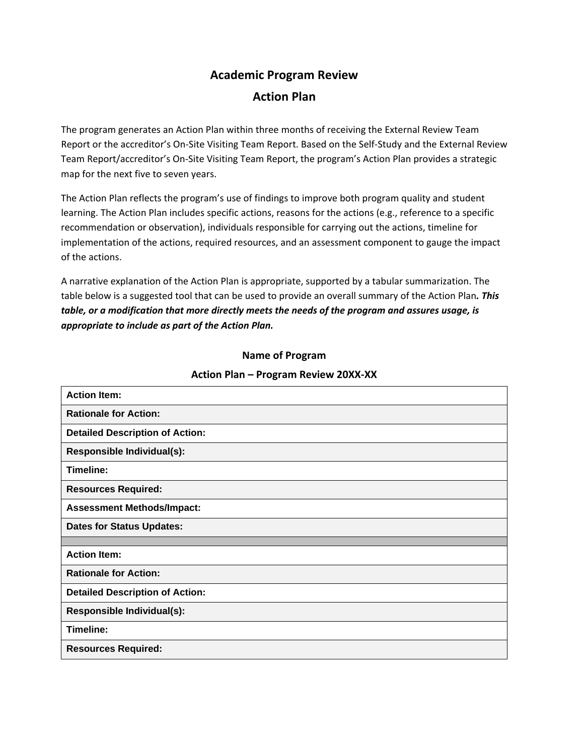# Academic Program Review

## Action Plan

The program generates an Action Plan within three months of receiving the External Review Team Report or the accreditor's On-Site Visiting Team Report. Based on the Self-Study and the External Review Team Report/accreditor's On-Site Visiting Team Report, the program's Action Plan provides a strategic map for the next five to seven years.

The Action Plan reflects the program's use of findings to improve both program quality and student learning. The Action Plan includes specific actions, reasons for the actions (e.g., reference to a specific recommendation or observation), individuals responsible for carrying out the actions, timeline for implementation of the actions, required resources, and an assessment component to gauge the impact of the actions.

A narrative explanation of the Action Plan is appropriate, supported by a tabular summarization. The table below is a suggested tool that can be used to provide an overall summary of the Action Plan***. This table, or a modification that more directly meets the needs of the program and assures usage, is appropriate to include as part of the Action Plan.***

**Name of Program**

**Action Plan – Program Review 20XX-XX**

| **Action Item:** |
|---|
| **Rationale for Action:** |
| **Detailed Description of Action:** |
| **Responsible Individual(s):** |
| **Timeline:** |
| **Resources Required:** |
| **Assessment Methods/Impact:** |
| **Dates for Status Updates:** |
| |
| **Action Item:** |
| **Rationale for Action:** |
| **Detailed Description of Action:** |
| **Responsible Individual(s):** |
| **Timeline:** |
| **Resources Required:** |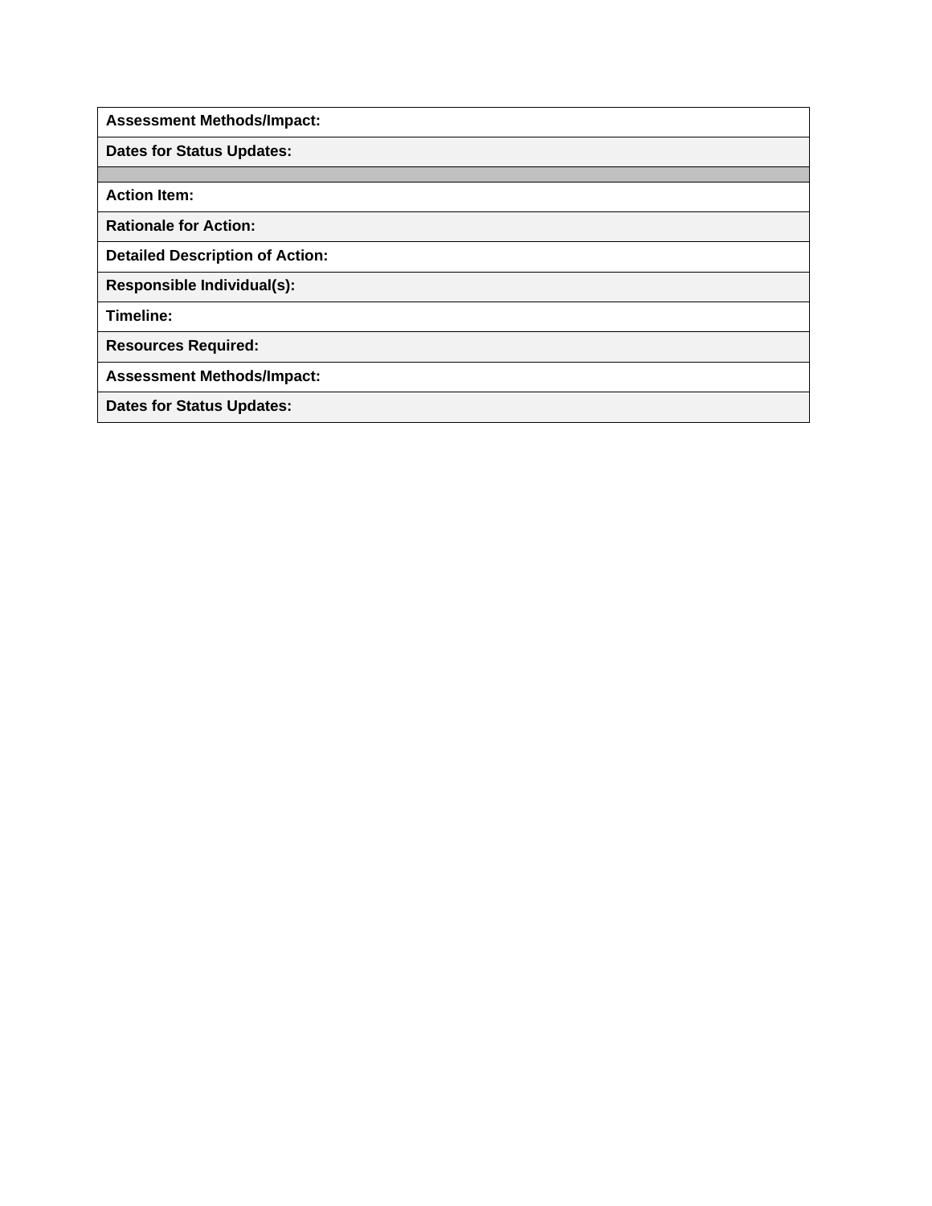| |
|---|
| **Assessment Methods/Impact:** |
| **Dates for Status Updates:** |
| |
| **Action Item:** |
| **Rationale for Action:** |
| **Detailed Description of Action:** |
| **Responsible Individual(s):** |
| **Timeline:** |
| **Resources Required:** |
| **Assessment Methods/Impact:** |
| **Dates for Status Updates:** |